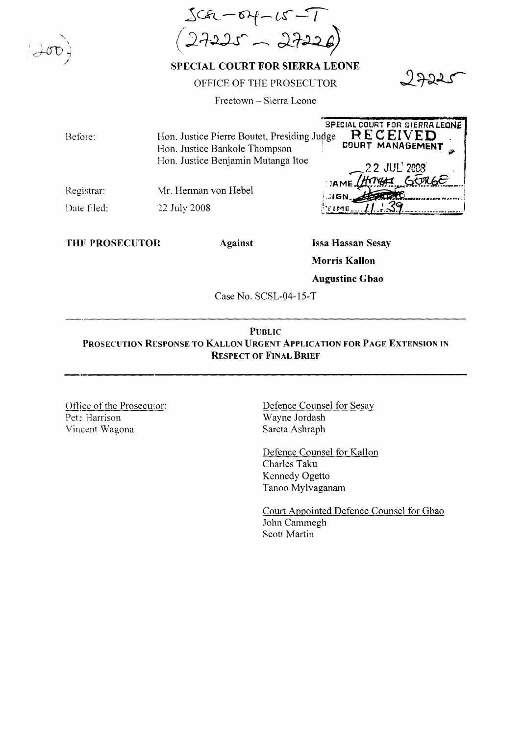SCSL-04-15-T
(27225 – 27226)

**SPECIAL COURT FOR SIERRA LEONE**

OFFICE OF THE PROSECUTOR

Freetown – Sierra Leone

27225

SPECIAL COURT FOR SIERRA LEONE
RECEIVED
COURT MANAGEMENT
22 JUL 2008
NAME THOMAS GEORGE
SIGN
TIME 11:39

| | |
|---|---|
| Before: | Hon. Justice Pierre Boutet, Presiding Judge<br>Hon. Justice Bankole Thompson<br>Hon. Justice Benjamin Mutanga Itoe |
| Registrar: | Mr. Herman von Hebel |
| Date filed: | 22 July 2008 |

**THE PROSECUTOR** **Against** **Issa Hassan Sesay**

**Morris Kallon**

**Augustine Gbao**

Case No. SCSL-04-15-T

---

**PUBLIC**

**PROSECUTION RESPONSE TO KALLON URGENT APPLICATION FOR PAGE EXTENSION IN RESPECT OF FINAL BRIEF**

---

Office of the Prosecutor:
Peter Harrison
Vincent Wagona

Defence Counsel for Sesay
Wayne Jordash
Sareta Ashraph

Defence Counsel for Kallon
Charles Taku
Kennedy Ogetto
Tanoo Mylvaganam

Court Appointed Defence Counsel for Gbao
John Cammegh
Scott Martin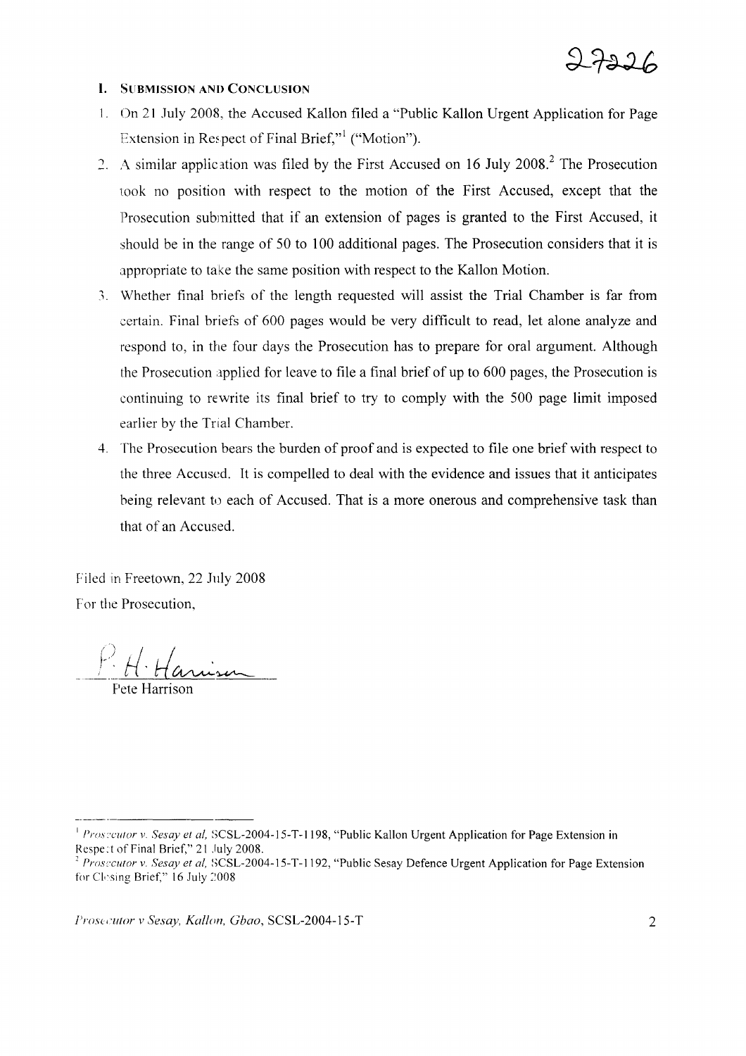## I. Submission and Conclusion

1. On 21 July 2008, the Accused Kallon filed a "Public Kallon Urgent Application for Page Extension in Respect of Final Brief,"[1] ("Motion").

2. A similar application was filed by the First Accused on 16 July 2008.[2] The Prosecution took no position with respect to the motion of the First Accused, except that the Prosecution submitted that if an extension of pages is granted to the First Accused, it should be in the range of 50 to 100 additional pages. The Prosecution considers that it is appropriate to take the same position with respect to the Kallon Motion.

3. Whether final briefs of the length requested will assist the Trial Chamber is far from certain. Final briefs of 600 pages would be very difficult to read, let alone analyze and respond to, in the four days the Prosecution has to prepare for oral argument. Although the Prosecution applied for leave to file a final brief of up to 600 pages, the Prosecution is continuing to rewrite its final brief to try to comply with the 500 page limit imposed earlier by the Trial Chamber.

4. The Prosecution bears the burden of proof and is expected to file one brief with respect to the three Accused. It is compelled to deal with the evidence and issues that it anticipates being relevant to each of Accused. That is a more onerous and comprehensive task than that of an Accused.

Filed in Freetown, 22 July 2008

For the Prosecution,

P. H. Harrison

Pete Harrison

---

[1] *Prosecutor v. Sesay et al*, SCSL-2004-15-T-1198, "Public Kallon Urgent Application for Page Extension in Respect of Final Brief," 21 July 2008.

[2] *Prosecutor v. Sesay et al*, SCSL-2004-15-T-1192, "Public Sesay Defence Urgent Application for Page Extension for Closing Brief," 16 July 2008